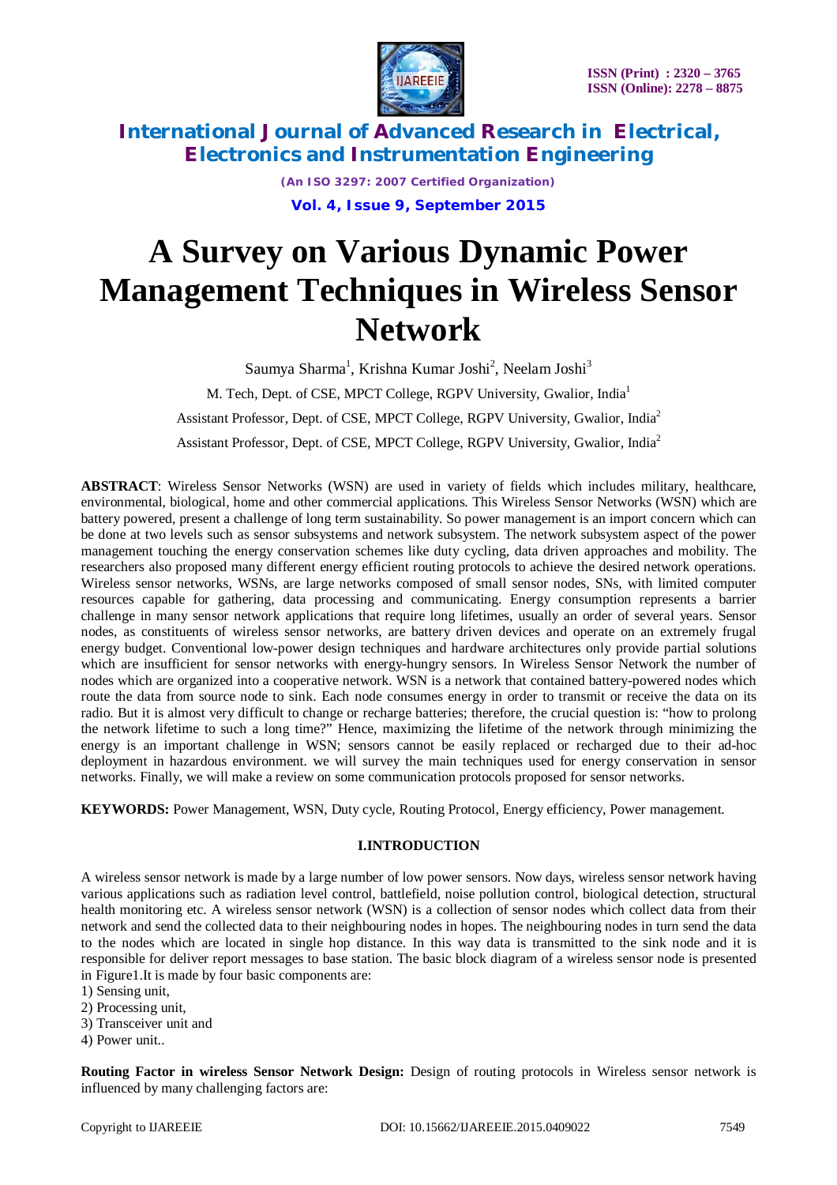# A Survey on Various Dynamic Power Management Techniques in Wireless Sensor Network

Saumya Sharma[1], Krishna Kumar Joshi[2], Neelam Joshi[3]

M. Tech, Dept. of CSE, MPCT College, RGPV University, Gwalior, India[1]

Assistant Professor, Dept. of CSE, MPCT College, RGPV University, Gwalior, India[2]

Assistant Professor, Dept. of CSE, MPCT College, RGPV University, Gwalior, India[2]

**ABSTRACT**: Wireless Sensor Networks (WSN) are used in variety of fields which includes military, healthcare, environmental, biological, home and other commercial applications. This Wireless Sensor Networks (WSN) which are battery powered, present a challenge of long term sustainability. So power management is an import concern which can be done at two levels such as sensor subsystems and network subsystem. The network subsystem aspect of the power management touching the energy conservation schemes like duty cycling, data driven approaches and mobility. The researchers also proposed many different energy efficient routing protocols to achieve the desired network operations. Wireless sensor networks, WSNs, are large networks composed of small sensor nodes, SNs, with limited computer resources capable for gathering, data processing and communicating. Energy consumption represents a barrier challenge in many sensor network applications that require long lifetimes, usually an order of several years. Sensor nodes, as constituents of wireless sensor networks, are battery driven devices and operate on an extremely frugal energy budget. Conventional low-power design techniques and hardware architectures only provide partial solutions which are insufficient for sensor networks with energy-hungry sensors. In Wireless Sensor Network the number of nodes which are organized into a cooperative network. WSN is a network that contained battery-powered nodes which route the data from source node to sink. Each node consumes energy in order to transmit or receive the data on its radio. But it is almost very difficult to change or recharge batteries; therefore, the crucial question is: "how to prolong the network lifetime to such a long time?" Hence, maximizing the lifetime of the network through minimizing the energy is an important challenge in WSN; sensors cannot be easily replaced or recharged due to their ad-hoc deployment in hazardous environment. we will survey the main techniques used for energy conservation in sensor networks. Finally, we will make a review on some communication protocols proposed for sensor networks.

**KEYWORDS:** Power Management, WSN, Duty cycle, Routing Protocol, Energy efficiency, Power management.

## I.INTRODUCTION

A wireless sensor network is made by a large number of low power sensors. Now days, wireless sensor network having various applications such as radiation level control, battlefield, noise pollution control, biological detection, structural health monitoring etc. A wireless sensor network (WSN) is a collection of sensor nodes which collect data from their network and send the collected data to their neighbouring nodes in hopes. The neighbouring nodes in turn send the data to the nodes which are located in single hop distance. In this way data is transmitted to the sink node and it is responsible for deliver report messages to base station. The basic block diagram of a wireless sensor node is presented in Figure1.It is made by four basic components are:

1) Sensing unit,
2) Processing unit,
3) Transceiver unit and
4) Power unit..

**Routing Factor in wireless Sensor Network Design:** Design of routing protocols in Wireless sensor network is influenced by many challenging factors are: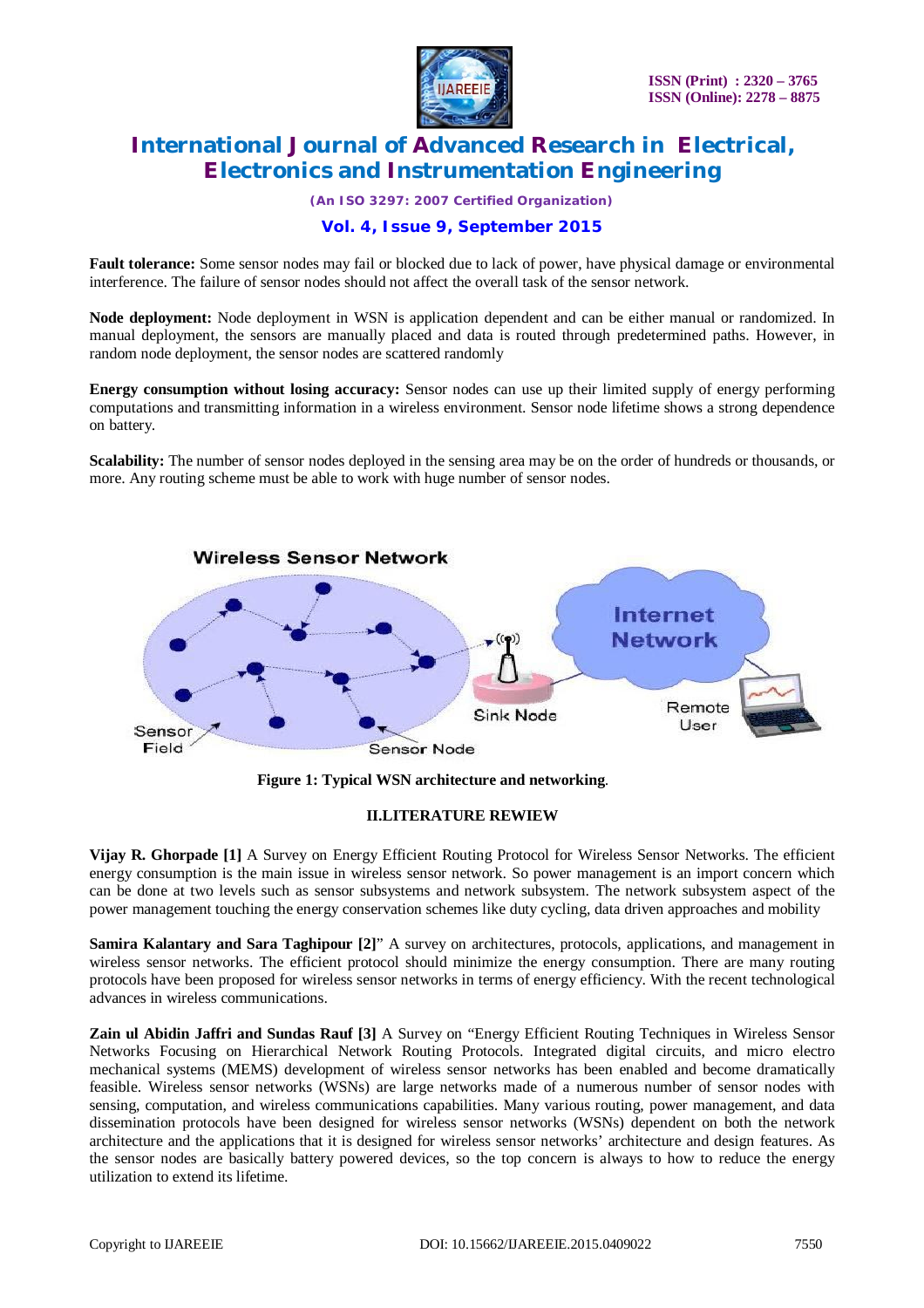**Fault tolerance:** Some sensor nodes may fail or blocked due to lack of power, have physical damage or environmental interference. The failure of sensor nodes should not affect the overall task of the sensor network.

**Node deployment:** Node deployment in WSN is application dependent and can be either manual or randomized. In manual deployment, the sensors are manually placed and data is routed through predetermined paths. However, in random node deployment, the sensor nodes are scattered randomly

**Energy consumption without losing accuracy:** Sensor nodes can use up their limited supply of energy performing computations and transmitting information in a wireless environment. Sensor node lifetime shows a strong dependence on battery.

**Scalability:** The number of sensor nodes deployed in the sensing area may be on the order of hundreds or thousands, or more. Any routing scheme must be able to work with huge number of sensor nodes.

**Figure 1: Typical WSN architecture and networking**.

## II.LITERATURE REWIEW

**Vijay R. Ghorpade [1]** A Survey on Energy Efficient Routing Protocol for Wireless Sensor Networks. The efficient energy consumption is the main issue in wireless sensor network. So power management is an import concern which can be done at two levels such as sensor subsystems and network subsystem. The network subsystem aspect of the power management touching the energy conservation schemes like duty cycling, data driven approaches and mobility

**Samira Kalantary and Sara Taghipour [2]**" A survey on architectures, protocols, applications, and management in wireless sensor networks. The efficient protocol should minimize the energy consumption. There are many routing protocols have been proposed for wireless sensor networks in terms of energy efficiency. With the recent technological advances in wireless communications.

**Zain ul Abidin Jaffri and Sundas Rauf [3]** A Survey on "Energy Efficient Routing Techniques in Wireless Sensor Networks Focusing on Hierarchical Network Routing Protocols. Integrated digital circuits, and micro electro mechanical systems (MEMS) development of wireless sensor networks has been enabled and become dramatically feasible. Wireless sensor networks (WSNs) are large networks made of a numerous number of sensor nodes with sensing, computation, and wireless communications capabilities. Many various routing, power management, and data dissemination protocols have been designed for wireless sensor networks (WSNs) dependent on both the network architecture and the applications that it is designed for wireless sensor networks' architecture and design features. As the sensor nodes are basically battery powered devices, so the top concern is always to how to reduce the energy utilization to extend its lifetime.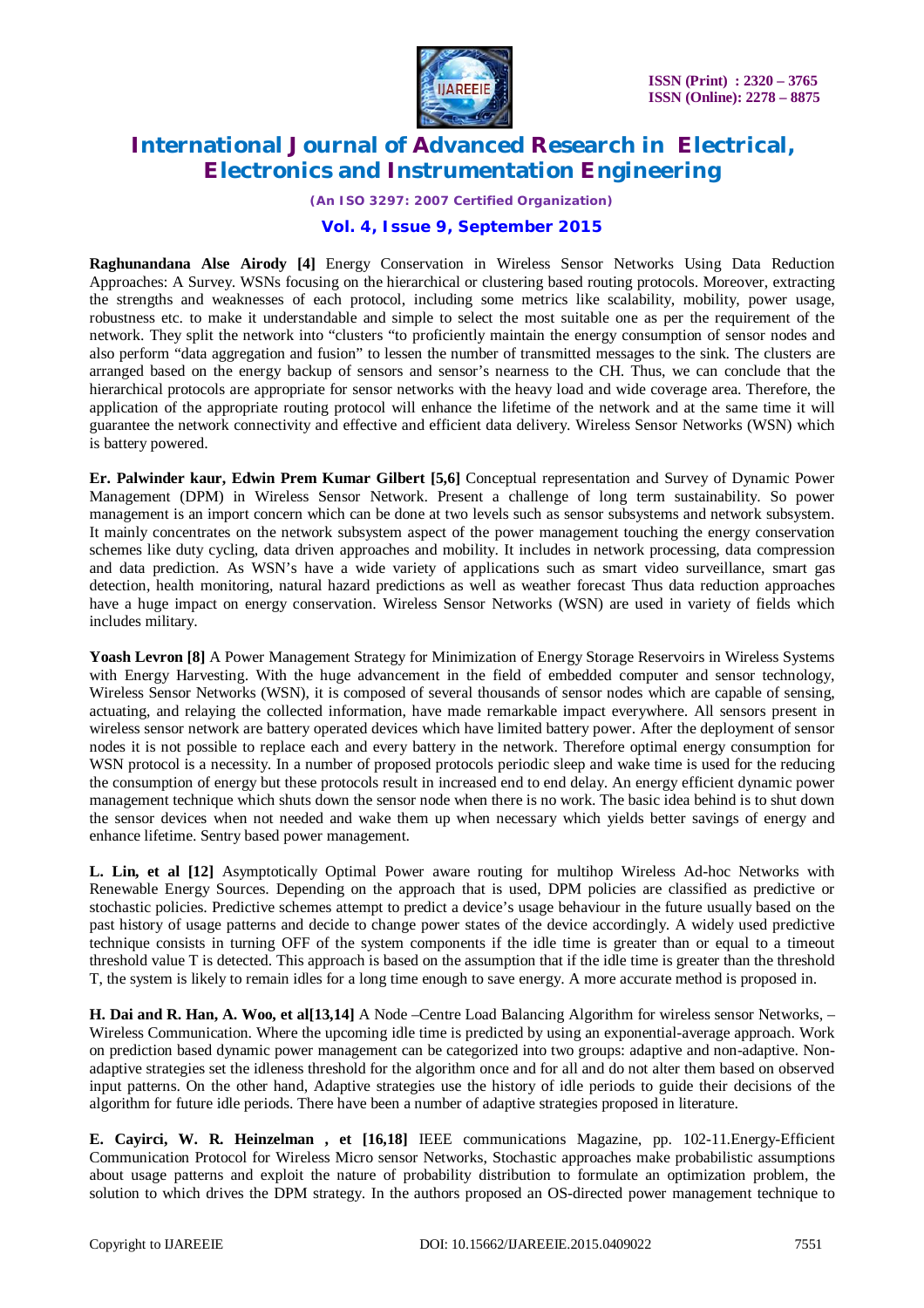**Raghunandana Alse Airody [4]** Energy Conservation in Wireless Sensor Networks Using Data Reduction Approaches: A Survey. WSNs focusing on the hierarchical or clustering based routing protocols. Moreover, extracting the strengths and weaknesses of each protocol, including some metrics like scalability, mobility, power usage, robustness etc. to make it understandable and simple to select the most suitable one as per the requirement of the network. They split the network into "clusters "to proficiently maintain the energy consumption of sensor nodes and also perform "data aggregation and fusion" to lessen the number of transmitted messages to the sink. The clusters are arranged based on the energy backup of sensors and sensor's nearness to the CH. Thus, we can conclude that the hierarchical protocols are appropriate for sensor networks with the heavy load and wide coverage area. Therefore, the application of the appropriate routing protocol will enhance the lifetime of the network and at the same time it will guarantee the network connectivity and effective and efficient data delivery. Wireless Sensor Networks (WSN) which is battery powered.

**Er. Palwinder kaur, Edwin Prem Kumar Gilbert [5,6]** Conceptual representation and Survey of Dynamic Power Management (DPM) in Wireless Sensor Network. Present a challenge of long term sustainability. So power management is an import concern which can be done at two levels such as sensor subsystems and network subsystem. It mainly concentrates on the network subsystem aspect of the power management touching the energy conservation schemes like duty cycling, data driven approaches and mobility. It includes in network processing, data compression and data prediction. As WSN's have a wide variety of applications such as smart video surveillance, smart gas detection, health monitoring, natural hazard predictions as well as weather forecast Thus data reduction approaches have a huge impact on energy conservation. Wireless Sensor Networks (WSN) are used in variety of fields which includes military.

**Yoash Levron [8]** A Power Management Strategy for Minimization of Energy Storage Reservoirs in Wireless Systems with Energy Harvesting. With the huge advancement in the field of embedded computer and sensor technology, Wireless Sensor Networks (WSN), it is composed of several thousands of sensor nodes which are capable of sensing, actuating, and relaying the collected information, have made remarkable impact everywhere. All sensors present in wireless sensor network are battery operated devices which have limited battery power. After the deployment of sensor nodes it is not possible to replace each and every battery in the network. Therefore optimal energy consumption for WSN protocol is a necessity. In a number of proposed protocols periodic sleep and wake time is used for the reducing the consumption of energy but these protocols result in increased end to end delay. An energy efficient dynamic power management technique which shuts down the sensor node when there is no work. The basic idea behind is to shut down the sensor devices when not needed and wake them up when necessary which yields better savings of energy and enhance lifetime. Sentry based power management.

**L. Lin, et al [12]** Asymptotically Optimal Power aware routing for multihop Wireless Ad-hoc Networks with Renewable Energy Sources. Depending on the approach that is used, DPM policies are classified as predictive or stochastic policies. Predictive schemes attempt to predict a device's usage behaviour in the future usually based on the past history of usage patterns and decide to change power states of the device accordingly. A widely used predictive technique consists in turning OFF of the system components if the idle time is greater than or equal to a timeout threshold value T is detected. This approach is based on the assumption that if the idle time is greater than the threshold T, the system is likely to remain idles for a long time enough to save energy. A more accurate method is proposed in.

**H. Dai and R. Han, A. Woo, et al[13,14]** A Node –Centre Load Balancing Algorithm for wireless sensor Networks, – Wireless Communication. Where the upcoming idle time is predicted by using an exponential-average approach. Work on prediction based dynamic power management can be categorized into two groups: adaptive and non-adaptive. Non-adaptive strategies set the idleness threshold for the algorithm once and for all and do not alter them based on observed input patterns. On the other hand, Adaptive strategies use the history of idle periods to guide their decisions of the algorithm for future idle periods. There have been a number of adaptive strategies proposed in literature.

**E. Cayirci, W. R. Heinzelman , et [16,18]** IEEE communications Magazine, pp. 102-11.Energy-Efficient Communication Protocol for Wireless Micro sensor Networks, Stochastic approaches make probabilistic assumptions about usage patterns and exploit the nature of probability distribution to formulate an optimization problem, the solution to which drives the DPM strategy. In the authors proposed an OS-directed power management technique to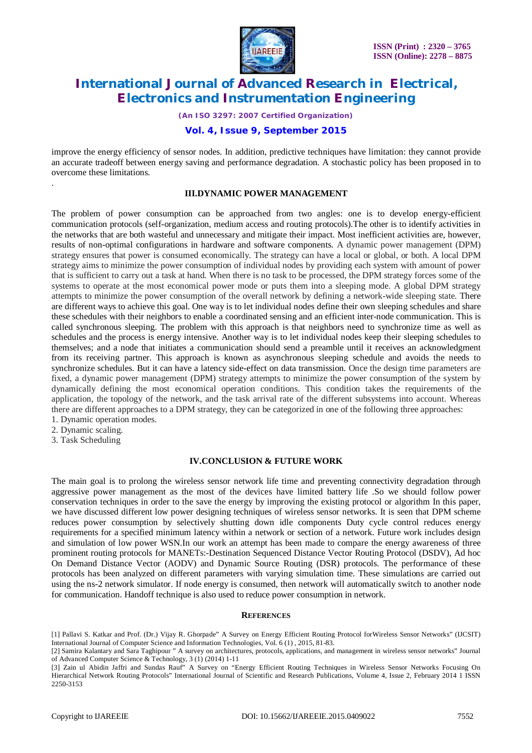improve the energy efficiency of sensor nodes. In addition, predictive techniques have limitation: they cannot provide an accurate tradeoff between energy saving and performance degradation. A stochastic policy has been proposed in to overcome these limitations.

.

## III.DYNAMIC POWER MANAGEMENT

The problem of power consumption can be approached from two angles: one is to develop energy-efficient communication protocols (self-organization, medium access and routing protocols).The other is to identify activities in the networks that are both wasteful and unnecessary and mitigate their impact. Most inefficient activities are, however, results of non-optimal configurations in hardware and software components. A dynamic power management (DPM) strategy ensures that power is consumed economically. The strategy can have a local or global, or both. A local DPM strategy aims to minimize the power consumption of individual nodes by providing each system with amount of power that is sufficient to carry out a task at hand. When there is no task to be processed, the DPM strategy forces some of the systems to operate at the most economical power mode or puts them into a sleeping mode. A global DPM strategy attempts to minimize the power consumption of the overall network by defining a network-wide sleeping state. There are different ways to achieve this goal. One way is to let individual nodes define their own sleeping schedules and share these schedules with their neighbors to enable a coordinated sensing and an efficient inter-node communication. This is called synchronous sleeping. The problem with this approach is that neighbors need to synchronize time as well as schedules and the process is energy intensive. Another way is to let individual nodes keep their sleeping schedules to themselves; and a node that initiates a communication should send a preamble until it receives an acknowledgment from its receiving partner. This approach is known as asynchronous sleeping schedule and avoids the needs to synchronize schedules. But it can have a latency side-effect on data transmission. Once the design time parameters are fixed, a dynamic power management (DPM) strategy attempts to minimize the power consumption of the system by dynamically defining the most economical operation conditions. This condition takes the requirements of the application, the topology of the network, and the task arrival rate of the different subsystems into account. Whereas there are different approaches to a DPM strategy, they can be categorized in one of the following three approaches:

1. Dynamic operation modes.
2. Dynamic scaling.
3. Task Scheduling

## IV.CONCLUSION & FUTURE WORK

The main goal is to prolong the wireless sensor network life time and preventing connectivity degradation through aggressive power management as the most of the devices have limited battery life .So we should follow power conservation techniques in order to the save the energy by improving the existing protocol or algorithm In this paper, we have discussed different low power designing techniques of wireless sensor networks. It is seen that DPM scheme reduces power consumption by selectively shutting down idle components Duty cycle control reduces energy requirements for a specified minimum latency within a network or section of a network. Future work includes design and simulation of low power WSN.In our work an attempt has been made to compare the energy awareness of three prominent routing protocols for MANETs:-Destination Sequenced Distance Vector Routing Protocol (DSDV), Ad hoc On Demand Distance Vector (AODV) and Dynamic Source Routing (DSR) protocols. The performance of these protocols has been analyzed on different parameters with varying simulation time. These simulations are carried out using the ns-2 network simulator. If node energy is consumed, then network will automatically switch to another node for communication. Handoff technique is also used to reduce power consumption in network.

## REFERENCES

[1] Pallavi S. Katkar and Prof. (Dr.) Vijay R. Ghorpade" A Survey on Energy Efficient Routing Protocol forWireless Sensor Networks" (IJCSIT) International Journal of Computer Science and Information Technologies, Vol. 6 (1) , 2015, 81-83.

[2] Samira Kalantary and Sara Taghipour " A survey on architectures, protocols, applications, and management in wireless sensor networks" Journal of Advanced Computer Science & Technology, 3 (1) (2014) 1-11

[3] Zain ul Abidin Jaffri and Sundas Rauf" A Survey on "Energy Efficient Routing Techniques in Wireless Sensor Networks Focusing On Hierarchical Network Routing Protocols" International Journal of Scientific and Research Publications, Volume 4, Issue 2, February 2014 1 ISSN 2250-3153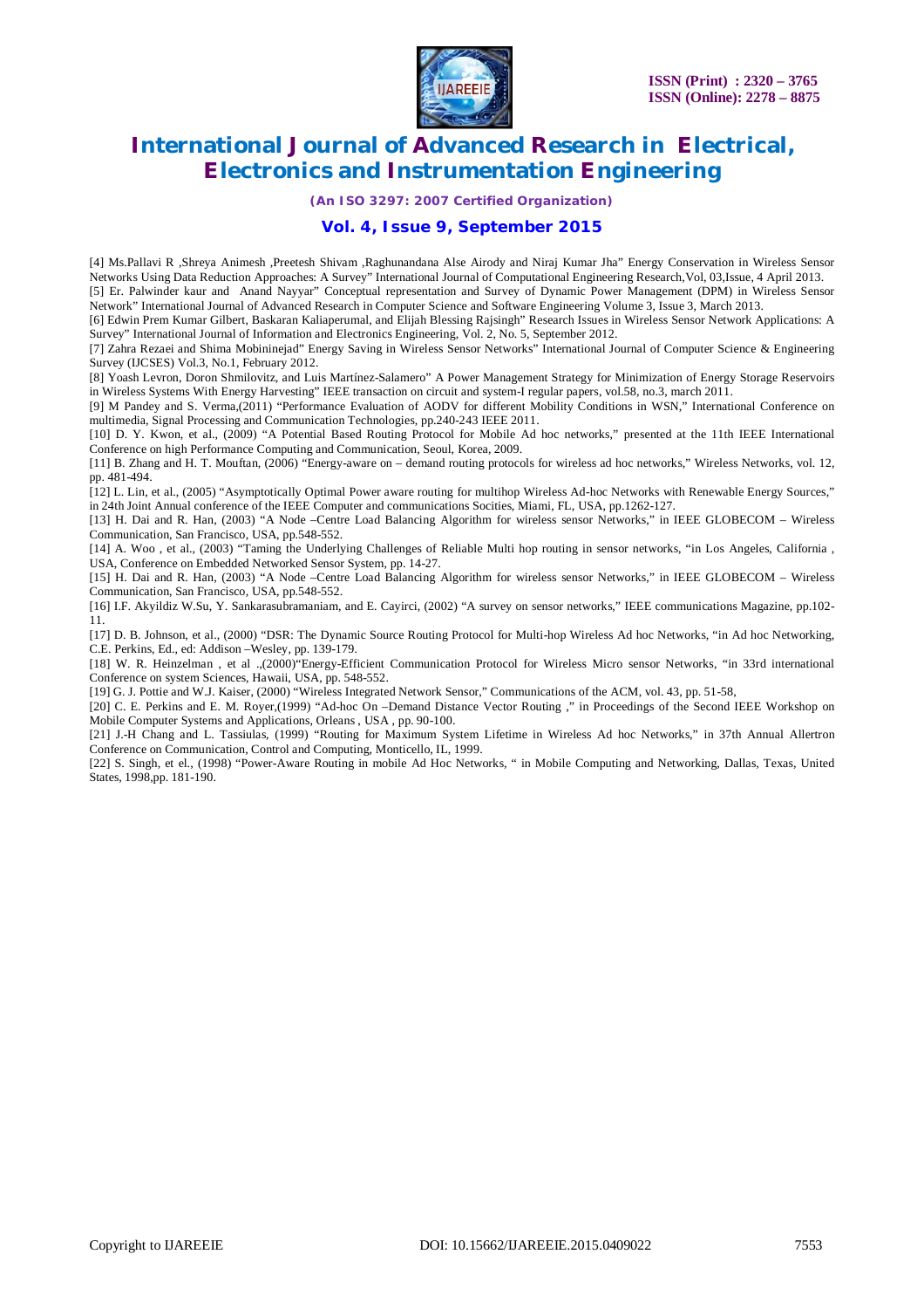[4] Ms.Pallavi R ,Shreya Animesh ,Preetesh Shivam ,Raghunandana Alse Airody and Niraj Kumar Jha" Energy Conservation in Wireless Sensor Networks Using Data Reduction Approaches: A Survey" International Journal of Computational Engineering Research,Vol, 03,Issue, 4 April 2013.

[5] Er. Palwinder kaur and Anand Nayyar" Conceptual representation and Survey of Dynamic Power Management (DPM) in Wireless Sensor Network" International Journal of Advanced Research in Computer Science and Software Engineering Volume 3, Issue 3, March 2013.

[6] Edwin Prem Kumar Gilbert, Baskaran Kaliaperumal, and Elijah Blessing Rajsingh" Research Issues in Wireless Sensor Network Applications: A Survey" International Journal of Information and Electronics Engineering, Vol. 2, No. 5, September 2012.

[7] Zahra Rezaei and Shima Mobininejad" Energy Saving in Wireless Sensor Networks" International Journal of Computer Science & Engineering Survey (IJCSES) Vol.3, No.1, February 2012.

[8] Yoash Levron, Doron Shmilovitz, and Luis Martínez-Salamero" A Power Management Strategy for Minimization of Energy Storage Reservoirs in Wireless Systems With Energy Harvesting" IEEE transaction on circuit and system-I regular papers, vol.58, no.3, march 2011.

[9] M Pandey and S. Verma,(2011) "Performance Evaluation of AODV for different Mobility Conditions in WSN," International Conference on multimedia, Signal Processing and Communication Technologies, pp.240-243 IEEE 2011.

[10] D. Y. Kwon, et al., (2009) "A Potential Based Routing Protocol for Mobile Ad hoc networks," presented at the 11th IEEE International Conference on high Performance Computing and Communication, Seoul, Korea, 2009.

[11] B. Zhang and H. T. Mouftan, (2006) "Energy-aware on – demand routing protocols for wireless ad hoc networks," Wireless Networks, vol. 12, pp. 481-494.

[12] L. Lin, et al., (2005) "Asymptotically Optimal Power aware routing for multihop Wireless Ad-hoc Networks with Renewable Energy Sources," in 24th Joint Annual conference of the IEEE Computer and communications Socities, Miami, FL, USA, pp.1262-127.

[13] H. Dai and R. Han, (2003) "A Node –Centre Load Balancing Algorithm for wireless sensor Networks," in IEEE GLOBECOM – Wireless Communication, San Francisco, USA, pp.548-552.

[14] A. Woo , et al., (2003) "Taming the Underlying Challenges of Reliable Multi hop routing in sensor networks, "in Los Angeles, California , USA, Conference on Embedded Networked Sensor System, pp. 14-27.

[15] H. Dai and R. Han, (2003) "A Node –Centre Load Balancing Algorithm for wireless sensor Networks," in IEEE GLOBECOM – Wireless Communication, San Francisco, USA, pp.548-552.

[16] I.F. Akyildiz W.Su, Y. Sankarasubramaniam, and E. Cayirci, (2002) "A survey on sensor networks," IEEE communications Magazine, pp.102-11.

[17] D. B. Johnson, et al., (2000) "DSR: The Dynamic Source Routing Protocol for Multi-hop Wireless Ad hoc Networks, "in Ad hoc Networking, C.E. Perkins, Ed., ed: Addison –Wesley, pp. 139-179.

[18] W. R. Heinzelman , et al .,(2000)"Energy-Efficient Communication Protocol for Wireless Micro sensor Networks, "in 33rd international Conference on system Sciences, Hawaii, USA, pp. 548-552.

[19] G. J. Pottie and W.J. Kaiser, (2000) "Wireless Integrated Network Sensor," Communications of the ACM, vol. 43, pp. 51-58,

[20] C. E. Perkins and E. M. Royer,(1999) "Ad-hoc On –Demand Distance Vector Routing ," in Proceedings of the Second IEEE Workshop on Mobile Computer Systems and Applications, Orleans , USA , pp. 90-100.

[21] J.-H Chang and L. Tassiulas, (1999) "Routing for Maximum System Lifetime in Wireless Ad hoc Networks," in 37th Annual Allertron Conference on Communication, Control and Computing, Monticello, IL, 1999.

[22] S. Singh, et el., (1998) "Power-Aware Routing in mobile Ad Hoc Networks, " in Mobile Computing and Networking, Dallas, Texas, United States, 1998,pp. 181-190.